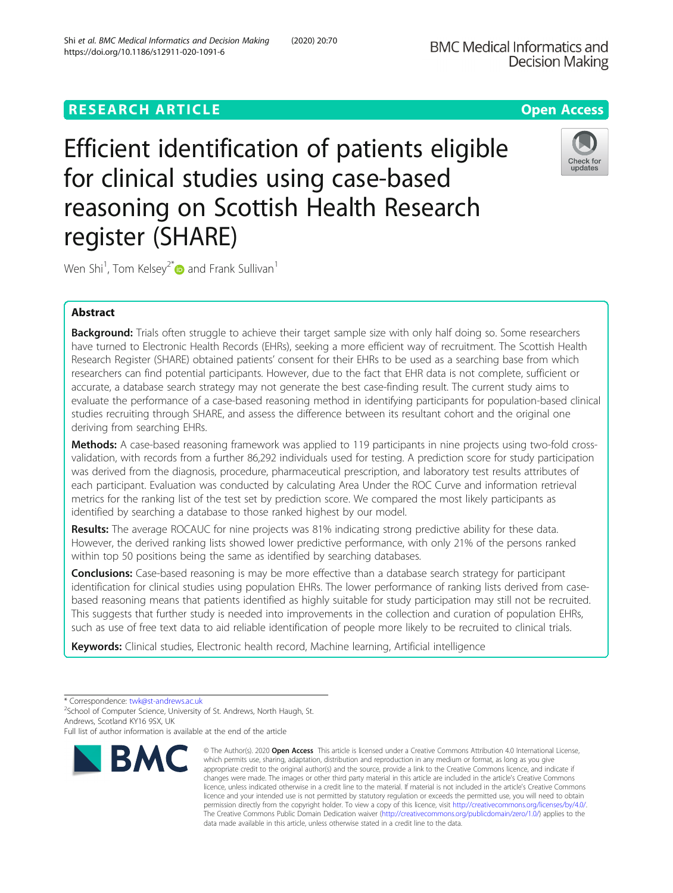RESEARCH ARTICLE

Open Access

# Efficient identification of patients eligible for clinical studies using case-based reasoning on Scottish Health Research register (SHARE)

Wen Shi[1], Tom Kelsey[2*] and Frank Sullivan[1]

## Abstract

**Background:** Trials often struggle to achieve their target sample size with only half doing so. Some researchers have turned to Electronic Health Records (EHRs), seeking a more efficient way of recruitment. The Scottish Health Research Register (SHARE) obtained patients' consent for their EHRs to be used as a searching base from which researchers can find potential participants. However, due to the fact that EHR data is not complete, sufficient or accurate, a database search strategy may not generate the best case-finding result. The current study aims to evaluate the performance of a case-based reasoning method in identifying participants for population-based clinical studies recruiting through SHARE, and assess the difference between its resultant cohort and the original one deriving from searching EHRs.

**Methods:** A case-based reasoning framework was applied to 119 participants in nine projects using two-fold cross-validation, with records from a further 86,292 individuals used for testing. A prediction score for study participation was derived from the diagnosis, procedure, pharmaceutical prescription, and laboratory test results attributes of each participant. Evaluation was conducted by calculating Area Under the ROC Curve and information retrieval metrics for the ranking list of the test set by prediction score. We compared the most likely participants as identified by searching a database to those ranked highest by our model.

**Results:** The average ROCAUC for nine projects was 81% indicating strong predictive ability for these data. However, the derived ranking lists showed lower predictive performance, with only 21% of the persons ranked within top 50 positions being the same as identified by searching databases.

**Conclusions:** Case-based reasoning is may be more effective than a database search strategy for participant identification for clinical studies using population EHRs. The lower performance of ranking lists derived from case-based reasoning means that patients identified as highly suitable for study participation may still not be recruited. This suggests that further study is needed into improvements in the collection and curation of population EHRs, such as use of free text data to aid reliable identification of people more likely to be recruited to clinical trials.

**Keywords:** Clinical studies, Electronic health record, Machine learning, Artificial intelligence

---

\* Correspondence: twk@st-andrews.ac.uk
[2]School of Computer Science, University of St. Andrews, North Haugh, St. Andrews, Scotland KY16 9SX, UK
Full list of author information is available at the end of the article

© The Author(s). 2020 **Open Access** This article is licensed under a Creative Commons Attribution 4.0 International License, which permits use, sharing, adaptation, distribution and reproduction in any medium or format, as long as you give appropriate credit to the original author(s) and the source, provide a link to the Creative Commons licence, and indicate if changes were made. The images or other third party material in this article are included in the article's Creative Commons licence, unless indicated otherwise in a credit line to the material. If material is not included in the article's Creative Commons licence and your intended use is not permitted by statutory regulation or exceeds the permitted use, you will need to obtain permission directly from the copyright holder. To view a copy of this licence, visit http://creativecommons.org/licenses/by/4.0/. The Creative Commons Public Domain Dedication waiver (http://creativecommons.org/publicdomain/zero/1.0/) applies to the data made available in this article, unless otherwise stated in a credit line to the data.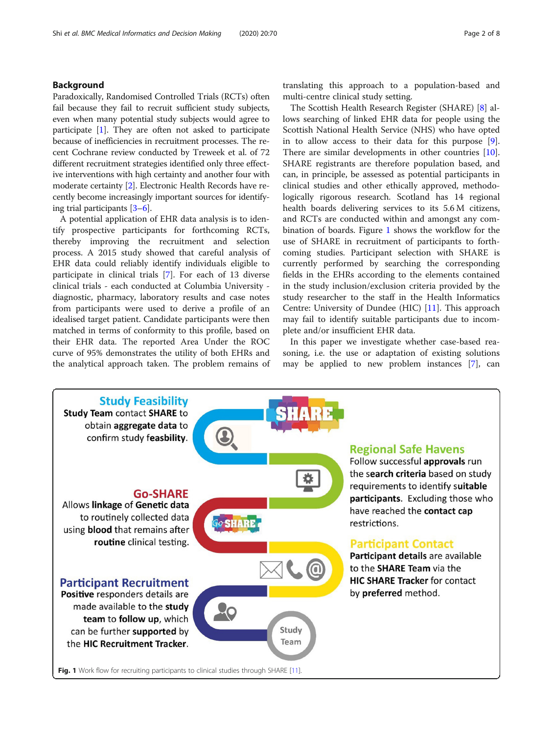## Background

Paradoxically, Randomised Controlled Trials (RCTs) often fail because they fail to recruit sufficient study subjects, even when many potential study subjects would agree to participate [1]. They are often not asked to participate because of inefficiencies in recruitment processes. The recent Cochrane review conducted by Treweek et al. of 72 different recruitment strategies identified only three effective interventions with high certainty and another four with moderate certainty [2]. Electronic Health Records have recently become increasingly important sources for identifying trial participants [3–6].

A potential application of EHR data analysis is to identify prospective participants for forthcoming RCTs, thereby improving the recruitment and selection process. A 2015 study showed that careful analysis of EHR data could reliably identify individuals eligible to participate in clinical trials [7]. For each of 13 diverse clinical trials - each conducted at Columbia University - diagnostic, pharmacy, laboratory results and case notes from participants were used to derive a profile of an idealised target patient. Candidate participants were then matched in terms of conformity to this profile, based on their EHR data. The reported Area Under the ROC curve of 95% demonstrates the utility of both EHRs and the analytical approach taken. The problem remains of translating this approach to a population-based and multi-centre clinical study setting.

The Scottish Health Research Register (SHARE) [8] allows searching of linked EHR data for people using the Scottish National Health Service (NHS) who have opted in to allow access to their data for this purpose [9]. There are similar developments in other countries [10]. SHARE registrants are therefore population based, and can, in principle, be assessed as potential participants in clinical studies and other ethically approved, methodologically rigorous research. Scotland has 14 regional health boards delivering services to its 5.6 M citizens, and RCTs are conducted within and amongst any combination of boards. Figure 1 shows the workflow for the use of SHARE in recruitment of participants to forthcoming studies. Participant selection with SHARE is currently performed by searching the corresponding fields in the EHRs according to the elements contained in the study inclusion/exclusion criteria provided by the study researcher to the staff in the Health Informatics Centre: University of Dundee (HIC) [11]. This approach may fail to identify suitable participants due to incomplete and/or insufficient EHR data.

In this paper we investigate whether case-based reasoning, i.e. the use or adaptation of existing solutions may be applied to new problem instances [7], can

**Study Feasibility**
**Study Team** contact **SHARE** to obtain **aggregate data** to confirm study **feasibility**.

**Regional Safe Havens**
Follow successful **approvals** run the **search criteria** based on study requirements to identify **suitable participants**. Excluding those who have reached the **contact cap** restrictions.

**Go-SHARE**
Allows **linkage** of **Genetic data** to routinely collected data using **blood** that remains after **routine** clinical testing.

**Participant Contact**
**Participant details** are available to the **SHARE Team** via the **HIC SHARE Tracker** for contact by **preferred** method.

**Participant Recruitment**
**Positive** responders details are made available to the **study team** to **follow up**, which can be further **supported** by the **HIC Recruitment Tracker**.

Study Team

**Fig. 1** Work flow for recruiting participants to clinical studies through SHARE [11].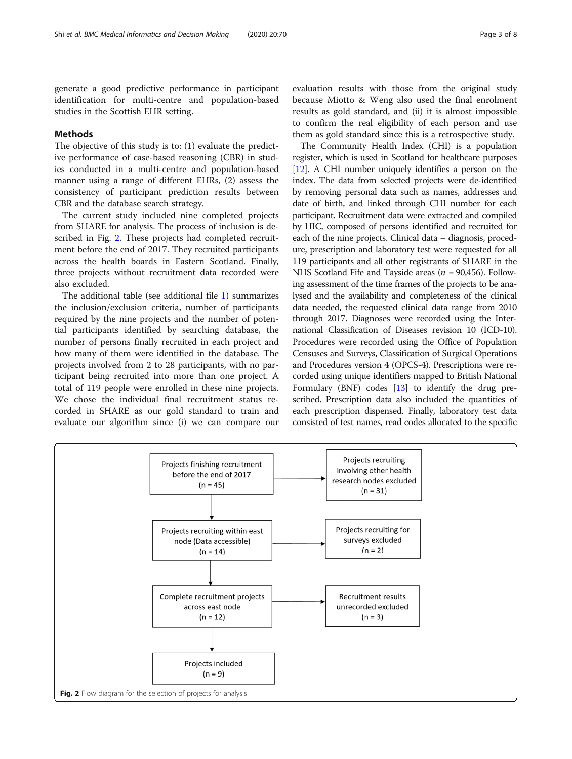generate a good predictive performance in participant identification for multi-centre and population-based studies in the Scottish EHR setting.

## Methods

The objective of this study is to: (1) evaluate the predictive performance of case-based reasoning (CBR) in studies conducted in a multi-centre and population-based manner using a range of different EHRs, (2) assess the consistency of participant prediction results between CBR and the database search strategy.

The current study included nine completed projects from SHARE for analysis. The process of inclusion is described in Fig. 2. These projects had completed recruitment before the end of 2017. They recruited participants across the health boards in Eastern Scotland. Finally, three projects without recruitment data recorded were also excluded.

The additional table (see additional file 1) summarizes the inclusion/exclusion criteria, number of participants required by the nine projects and the number of potential participants identified by searching database, the number of persons finally recruited in each project and how many of them were identified in the database. The projects involved from 2 to 28 participants, with no participant being recruited into more than one project. A total of 119 people were enrolled in these nine projects. We chose the individual final recruitment status recorded in SHARE as our gold standard to train and evaluate our algorithm since (i) we can compare our evaluation results with those from the original study because Miotto & Weng also used the final enrolment results as gold standard, and (ii) it is almost impossible to confirm the real eligibility of each person and use them as gold standard since this is a retrospective study.

The Community Health Index (CHI) is a population register, which is used in Scotland for healthcare purposes [12]. A CHI number uniquely identifies a person on the index. The data from selected projects were de-identified by removing personal data such as names, addresses and date of birth, and linked through CHI number for each participant. Recruitment data were extracted and compiled by HIC, composed of persons identified and recruited for each of the nine projects. Clinical data – diagnosis, procedure, prescription and laboratory test were requested for all 119 participants and all other registrants of SHARE in the NHS Scotland Fife and Tayside areas ($n$ = 90,456). Following assessment of the time frames of the projects to be analysed and the availability and completeness of the clinical data needed, the requested clinical data range from 2010 through 2017. Diagnoses were recorded using the International Classification of Diseases revision 10 (ICD-10). Procedures were recorded using the Office of Population Censuses and Surveys, Classification of Surgical Operations and Procedures version 4 (OPCS-4). Prescriptions were recorded using unique identifiers mapped to British National Formulary (BNF) codes [13] to identify the drug prescribed. Prescription data also included the quantities of each prescription dispensed. Finally, laboratory test data consisted of test names, read codes allocated to the specific

```
Projects finishing recruitment before the end of 2017 (n = 45)
    → Projects recruiting involving other health research nodes excluded (n = 31)
        ↓
Projects recruiting within east node (Data accessible) (n = 14)
    → Projects recruiting for surveys excluded (n = 2)
        ↓
Complete recruitment projects across east node (n = 12)
    → Recruitment results unrecorded excluded (n = 3)
        ↓
Projects included (n = 9)
```

**Fig. 2** Flow diagram for the selection of projects for analysis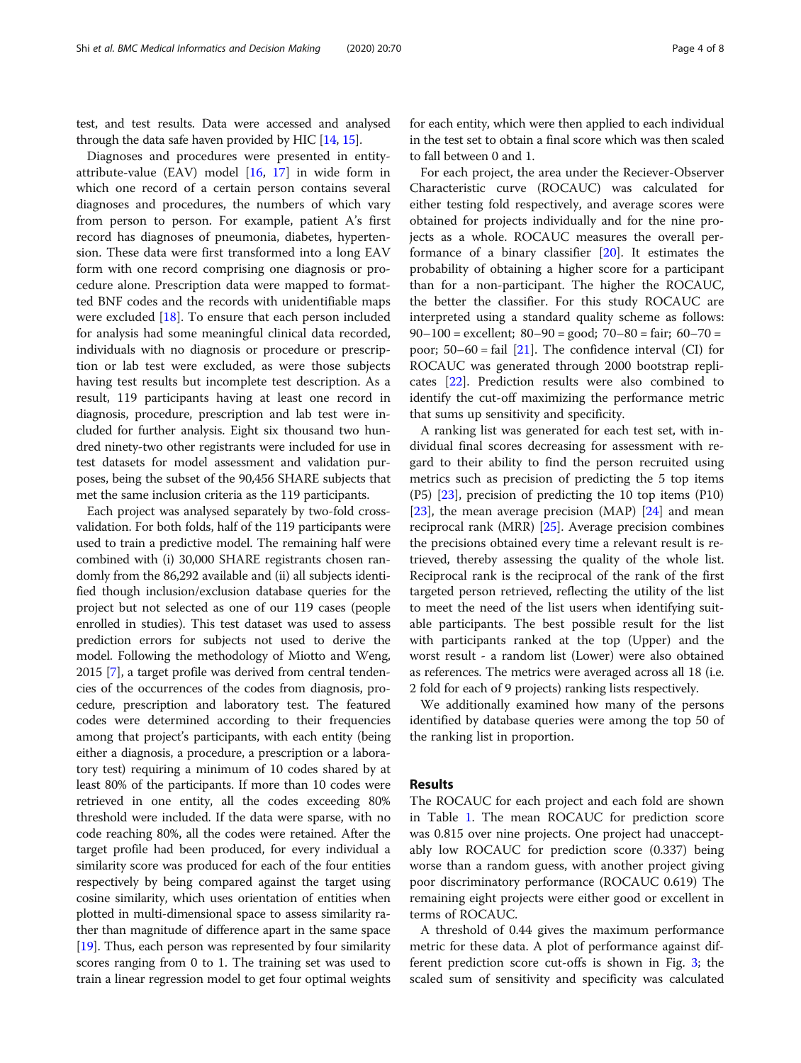test, and test results. Data were accessed and analysed through the data safe haven provided by HIC [14, 15].

Diagnoses and procedures were presented in entity-attribute-value (EAV) model [16, 17] in wide form in which one record of a certain person contains several diagnoses and procedures, the numbers of which vary from person to person. For example, patient A's first record has diagnoses of pneumonia, diabetes, hypertension. These data were first transformed into a long EAV form with one record comprising one diagnosis or procedure alone. Prescription data were mapped to formatted BNF codes and the records with unidentifiable maps were excluded [18]. To ensure that each person included for analysis had some meaningful clinical data recorded, individuals with no diagnosis or procedure or prescription or lab test were excluded, as were those subjects having test results but incomplete test description. As a result, 119 participants having at least one record in diagnosis, procedure, prescription and lab test were included for further analysis. Eight six thousand two hundred ninety-two other registrants were included for use in test datasets for model assessment and validation purposes, being the subset of the 90,456 SHARE subjects that met the same inclusion criteria as the 119 participants.

Each project was analysed separately by two-fold cross-validation. For both folds, half of the 119 participants were used to train a predictive model. The remaining half were combined with (i) 30,000 SHARE registrants chosen randomly from the 86,292 available and (ii) all subjects identified though inclusion/exclusion database queries for the project but not selected as one of our 119 cases (people enrolled in studies). This test dataset was used to assess prediction errors for subjects not used to derive the model. Following the methodology of Miotto and Weng, 2015 [7], a target profile was derived from central tendencies of the occurrences of the codes from diagnosis, procedure, prescription and laboratory test. The featured codes were determined according to their frequencies among that project's participants, with each entity (being either a diagnosis, a procedure, a prescription or a laboratory test) requiring a minimum of 10 codes shared by at least 80% of the participants. If more than 10 codes were retrieved in one entity, all the codes exceeding 80% threshold were included. If the data were sparse, with no code reaching 80%, all the codes were retained. After the target profile had been produced, for every individual a similarity score was produced for each of the four entities respectively by being compared against the target using cosine similarity, which uses orientation of entities when plotted in multi-dimensional space to assess similarity rather than magnitude of difference apart in the same space [19]. Thus, each person was represented by four similarity scores ranging from 0 to 1. The training set was used to train a linear regression model to get four optimal weights for each entity, which were then applied to each individual in the test set to obtain a final score which was then scaled to fall between 0 and 1.

For each project, the area under the Reciever-Observer Characteristic curve (ROCAUC) was calculated for either testing fold respectively, and average scores were obtained for projects individually and for the nine projects as a whole. ROCAUC measures the overall performance of a binary classifier [20]. It estimates the probability of obtaining a higher score for a participant than for a non-participant. The higher the ROCAUC, the better the classifier. For this study ROCAUC are interpreted using a standard quality scheme as follows: 90–100 = excellent; 80–90 = good; 70–80 = fair; 60–70 = poor; 50–60 = fail [21]. The confidence interval (CI) for ROCAUC was generated through 2000 bootstrap replicates [22]. Prediction results were also combined to identify the cut-off maximizing the performance metric that sums up sensitivity and specificity.

A ranking list was generated for each test set, with individual final scores decreasing for assessment with regard to their ability to find the person recruited using metrics such as precision of predicting the 5 top items (P5) [23], precision of predicting the 10 top items (P10) [23], the mean average precision (MAP) [24] and mean reciprocal rank (MRR) [25]. Average precision combines the precisions obtained every time a relevant result is retrieved, thereby assessing the quality of the whole list. Reciprocal rank is the reciprocal of the rank of the first targeted person retrieved, reflecting the utility of the list to meet the need of the list users when identifying suitable participants. The best possible result for the list with participants ranked at the top (Upper) and the worst result - a random list (Lower) were also obtained as references. The metrics were averaged across all 18 (i.e. 2 fold for each of 9 projects) ranking lists respectively.

We additionally examined how many of the persons identified by database queries were among the top 50 of the ranking list in proportion.

## Results

The ROCAUC for each project and each fold are shown in Table 1. The mean ROCAUC for prediction score was 0.815 over nine projects. One project had unacceptably low ROCAUC for prediction score (0.337) being worse than a random guess, with another project giving poor discriminatory performance (ROCAUC 0.619) The remaining eight projects were either good or excellent in terms of ROCAUC.

A threshold of 0.44 gives the maximum performance metric for these data. A plot of performance against different prediction score cut-offs is shown in Fig. 3; the scaled sum of sensitivity and specificity was calculated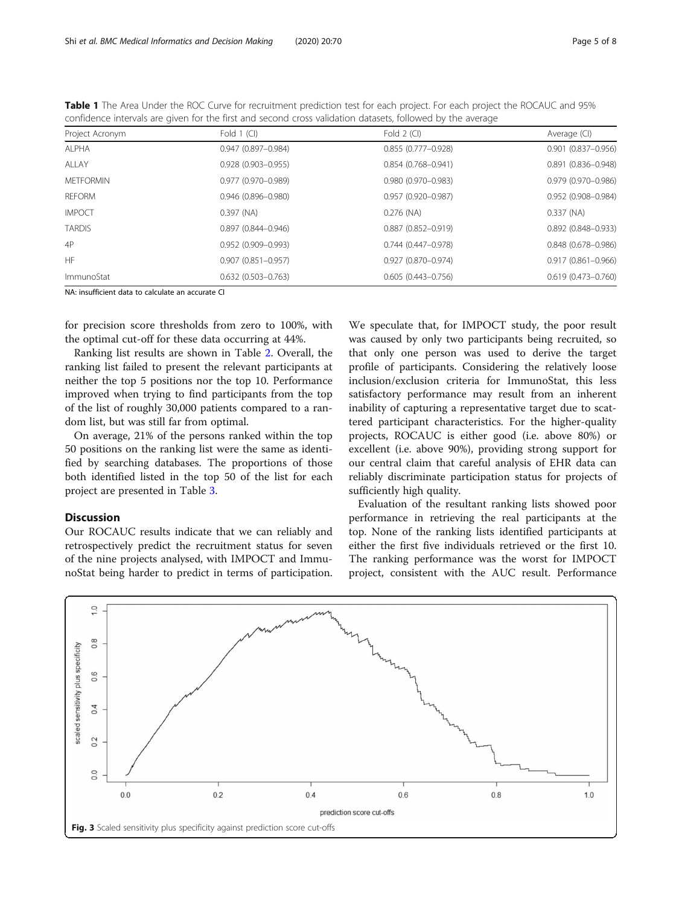**Table 1** The Area Under the ROC Curve for recruitment prediction test for each project. For each project the ROCAUC and 95% confidence intervals are given for the first and second cross validation datasets, followed by the average

| Project Acronym | Fold 1 (CI) | Fold 2 (CI) | Average (CI) |
|---|---|---|---|
| ALPHA | 0.947 (0.897–0.984) | 0.855 (0.777–0.928) | 0.901 (0.837–0.956) |
| ALLAY | 0.928 (0.903–0.955) | 0.854 (0.768–0.941) | 0.891 (0.836–0.948) |
| METFORMIN | 0.977 (0.970–0.989) | 0.980 (0.970–0.983) | 0.979 (0.970–0.986) |
| REFORM | 0.946 (0.896–0.980) | 0.957 (0.920–0.987) | 0.952 (0.908–0.984) |
| IMPOCT | 0.397 (NA) | 0.276 (NA) | 0.337 (NA) |
| TARDIS | 0.897 (0.844–0.946) | 0.887 (0.852–0.919) | 0.892 (0.848–0.933) |
| 4P | 0.952 (0.909–0.993) | 0.744 (0.447–0.978) | 0.848 (0.678–0.986) |
| HF | 0.907 (0.851–0.957) | 0.927 (0.870–0.974) | 0.917 (0.861–0.966) |
| ImmunoStat | 0.632 (0.503–0.763) | 0.605 (0.443–0.756) | 0.619 (0.473–0.760) |

NA: insufficient data to calculate an accurate CI

for precision score thresholds from zero to 100%, with the optimal cut-off for these data occurring at 44%.

Ranking list results are shown in Table 2. Overall, the ranking list failed to present the relevant participants at neither the top 5 positions nor the top 10. Performance improved when trying to find participants from the top of the list of roughly 30,000 patients compared to a random list, but was still far from optimal.

On average, 21% of the persons ranked within the top 50 positions on the ranking list were the same as identified by searching databases. The proportions of those both identified listed in the top 50 of the list for each project are presented in Table 3.

## Discussion

Our ROCAUC results indicate that we can reliably and retrospectively predict the recruitment status for seven of the nine projects analysed, with IMPOCT and ImmunoStat being harder to predict in terms of participation. We speculate that, for IMPOCT study, the poor result was caused by only two participants being recruited, so that only one person was used to derive the target profile of participants. Considering the relatively loose inclusion/exclusion criteria for ImmunoStat, this less satisfactory performance may result from an inherent inability of capturing a representative target due to scattered participant characteristics. For the higher-quality projects, ROCAUC is either good (i.e. above 80%) or excellent (i.e. above 90%), providing strong support for our central claim that careful analysis of EHR data can reliably discriminate participation status for projects of sufficiently high quality.

Evaluation of the resultant ranking lists showed poor performance in retrieving the real participants at the top. None of the ranking lists identified participants at either the first five individuals retrieved or the first 10. The ranking performance was the worst for IMPOCT project, consistent with the AUC result. Performance

**Fig. 3** Scaled sensitivity plus specificity against prediction score cut-offs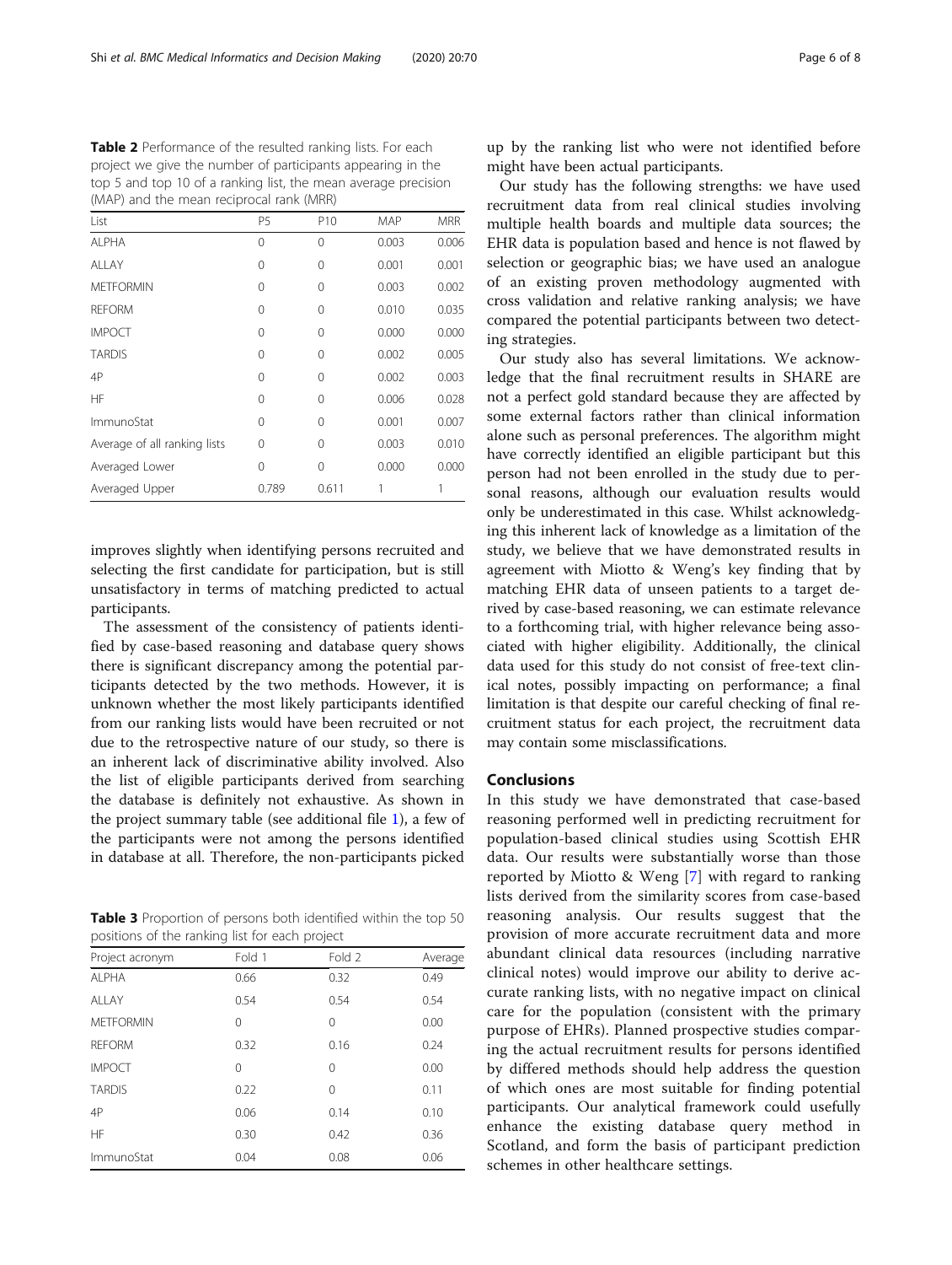**Table 2** Performance of the resulted ranking lists. For each project we give the number of participants appearing in the top 5 and top 10 of a ranking list, the mean average precision (MAP) and the mean reciprocal rank (MRR)

| List | P5 | P10 | MAP | MRR |
|---|---|---|---|---|
| ALPHA | 0 | 0 | 0.003 | 0.006 |
| ALLAY | 0 | 0 | 0.001 | 0.001 |
| METFORMIN | 0 | 0 | 0.003 | 0.002 |
| REFORM | 0 | 0 | 0.010 | 0.035 |
| IMPOCT | 0 | 0 | 0.000 | 0.000 |
| TARDIS | 0 | 0 | 0.002 | 0.005 |
| 4P | 0 | 0 | 0.002 | 0.003 |
| HF | 0 | 0 | 0.006 | 0.028 |
| ImmunoStat | 0 | 0 | 0.001 | 0.007 |
| Average of all ranking lists | 0 | 0 | 0.003 | 0.010 |
| Averaged Lower | 0 | 0 | 0.000 | 0.000 |
| Averaged Upper | 0.789 | 0.611 | 1 | 1 |

improves slightly when identifying persons recruited and selecting the first candidate for participation, but is still unsatisfactory in terms of matching predicted to actual participants.

The assessment of the consistency of patients identified by case-based reasoning and database query shows there is significant discrepancy among the potential participants detected by the two methods. However, it is unknown whether the most likely participants identified from our ranking lists would have been recruited or not due to the retrospective nature of our study, so there is an inherent lack of discriminative ability involved. Also the list of eligible participants derived from searching the database is definitely not exhaustive. As shown in the project summary table (see additional file 1), a few of the participants were not among the persons identified in database at all. Therefore, the non-participants picked up by the ranking list who were not identified before might have been actual participants.

**Table 3** Proportion of persons both identified within the top 50 positions of the ranking list for each project

| Project acronym | Fold 1 | Fold 2 | Average |
|---|---|---|---|
| ALPHA | 0.66 | 0.32 | 0.49 |
| ALLAY | 0.54 | 0.54 | 0.54 |
| METFORMIN | 0 | 0 | 0.00 |
| REFORM | 0.32 | 0.16 | 0.24 |
| IMPOCT | 0 | 0 | 0.00 |
| TARDIS | 0.22 | 0 | 0.11 |
| 4P | 0.06 | 0.14 | 0.10 |
| HF | 0.30 | 0.42 | 0.36 |
| ImmunoStat | 0.04 | 0.08 | 0.06 |

Our study has the following strengths: we have used recruitment data from real clinical studies involving multiple health boards and multiple data sources; the EHR data is population based and hence is not flawed by selection or geographic bias; we have used an analogue of an existing proven methodology augmented with cross validation and relative ranking analysis; we have compared the potential participants between two detecting strategies.

Our study also has several limitations. We acknowledge that the final recruitment results in SHARE are not a perfect gold standard because they are affected by some external factors rather than clinical information alone such as personal preferences. The algorithm might have correctly identified an eligible participant but this person had not been enrolled in the study due to personal reasons, although our evaluation results would only be underestimated in this case. Whilst acknowledging this inherent lack of knowledge as a limitation of the study, we believe that we have demonstrated results in agreement with Miotto & Weng's key finding that by matching EHR data of unseen patients to a target derived by case-based reasoning, we can estimate relevance to a forthcoming trial, with higher relevance being associated with higher eligibility. Additionally, the clinical data used for this study do not consist of free-text clinical notes, possibly impacting on performance; a final limitation is that despite our careful checking of final recruitment status for each project, the recruitment data may contain some misclassifications.

## Conclusions

In this study we have demonstrated that case-based reasoning performed well in predicting recruitment for population-based clinical studies using Scottish EHR data. Our results were substantially worse than those reported by Miotto & Weng [7] with regard to ranking lists derived from the similarity scores from case-based reasoning analysis. Our results suggest that the provision of more accurate recruitment data and more abundant clinical data resources (including narrative clinical notes) would improve our ability to derive accurate ranking lists, with no negative impact on clinical care for the population (consistent with the primary purpose of EHRs). Planned prospective studies comparing the actual recruitment results for persons identified by differed methods should help address the question of which ones are most suitable for finding potential participants. Our analytical framework could usefully enhance the existing database query method in Scotland, and form the basis of participant prediction schemes in other healthcare settings.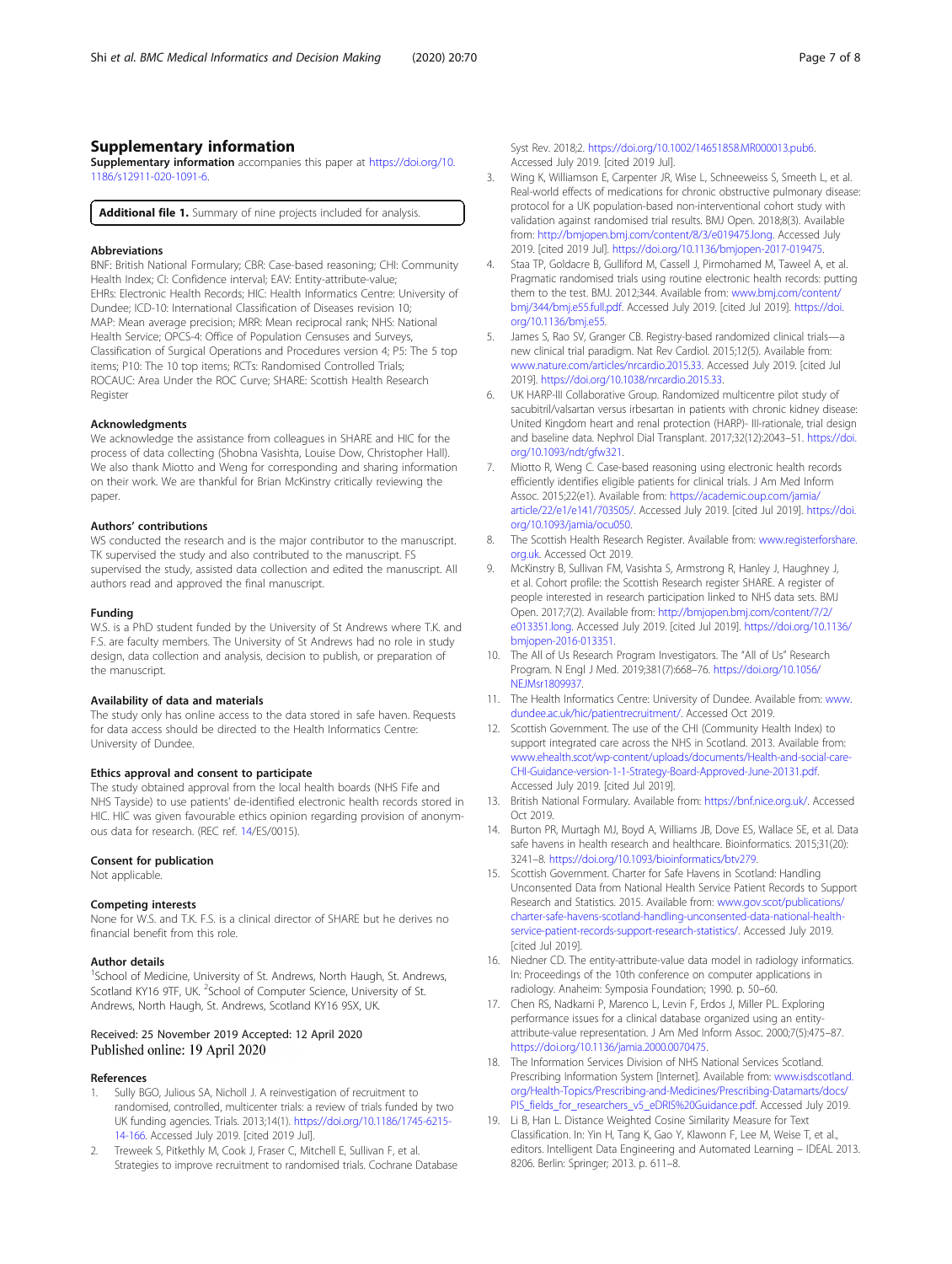## Supplementary information

**Supplementary information** accompanies this paper at https://doi.org/10.1186/s12911-020-1091-6.

**Additional file 1.** Summary of nine projects included for analysis.

### Abbreviations

BNF: British National Formulary; CBR: Case-based reasoning; CHI: Community Health Index; CI: Confidence interval; EAV: Entity-attribute-value; EHRs: Electronic Health Records; HIC: Health Informatics Centre: University of Dundee; ICD-10: International Classification of Diseases revision 10; MAP: Mean average precision; MRR: Mean reciprocal rank; NHS: National Health Service; OPCS-4: Office of Population Censuses and Surveys, Classification of Surgical Operations and Procedures version 4; P5: The 5 top items; P10: The 10 top items; RCTs: Randomised Controlled Trials; ROCAUC: Area Under the ROC Curve; SHARE: Scottish Health Research Register

### Acknowledgments

We acknowledge the assistance from colleagues in SHARE and HIC for the process of data collecting (Shobna Vasishta, Louise Dow, Christopher Hall). We also thank Miotto and Weng for corresponding and sharing information on their work. We are thankful for Brian McKinstry critically reviewing the paper.

### Authors' contributions

WS conducted the research and is the major contributor to the manuscript. TK supervised the study and also contributed to the manuscript. FS supervised the study, assisted data collection and edited the manuscript. All authors read and approved the final manuscript.

### Funding

W.S. is a PhD student funded by the University of St Andrews where T.K. and F.S. are faculty members. The University of St Andrews had no role in study design, data collection and analysis, decision to publish, or preparation of the manuscript.

### Availability of data and materials

The study only has online access to the data stored in safe haven. Requests for data access should be directed to the Health Informatics Centre: University of Dundee.

### Ethics approval and consent to participate

The study obtained approval from the local health boards (NHS Fife and NHS Tayside) to use patients' de-identified electronic health records stored in HIC. HIC was given favourable ethics opinion regarding provision of anonymous data for research. (REC ref. 14/ES/0015).

### Consent for publication

Not applicable.

### Competing interests

None for W.S. and T.K. F.S. is a clinical director of SHARE but he derives no financial benefit from this role.

### Author details

[1]School of Medicine, University of St. Andrews, North Haugh, St. Andrews, Scotland KY16 9TF, UK. [2]School of Computer Science, University of St. Andrews, North Haugh, St. Andrews, Scotland KY16 9SX, UK.

Received: 25 November 2019 Accepted: 12 April 2020
Published online: 19 April 2020

### References

1. Sully BGO, Julious SA, Nicholl J. A reinvestigation of recruitment to randomised, controlled, multicenter trials: a review of trials funded by two UK funding agencies. Trials. 2013;14(1). https://doi.org/10.1186/1745-6215-14-166. Accessed July 2019. [cited 2019 Jul].
2. Treweek S, Pitkethly M, Cook J, Fraser C, Mitchell E, Sullivan F, et al. Strategies to improve recruitment to randomised trials. Cochrane Database Syst Rev. 2018;2. https://doi.org/10.1002/14651858.MR000013.pub6. Accessed July 2019. [cited 2019 Jul].
3. Wing K, Williamson E, Carpenter JR, Wise L, Schneeweiss S, Smeeth L, et al. Real-world effects of medications for chronic obstructive pulmonary disease: protocol for a UK population-based non-interventional cohort study with validation against randomised trial results. BMJ Open. 2018;8(3). Available from: http://bmjopen.bmj.com/content/8/3/e019475.long. Accessed July 2019. [cited 2019 Jul]. https://doi.org/10.1136/bmjopen-2017-019475.
4. Staa TP, Goldacre B, Gulliford M, Cassell J, Pirmohamed M, Taweel A, et al. Pragmatic randomised trials using routine electronic health records: putting them to the test. BMJ. 2012;344. Available from: www.bmj.com/content/bmj/344/bmj.e55.full.pdf. Accessed July 2019. [cited Jul 2019]. https://doi.org/10.1136/bmj.e55.
5. James S, Rao SV, Granger CB. Registry-based randomized clinical trials—a new clinical trial paradigm. Nat Rev Cardiol. 2015;12(5). Available from: www.nature.com/articles/nrcardio.2015.33. Accessed July 2019. [cited Jul 2019]. https://doi.org/10.1038/nrcardio.2015.33.
6. UK HARP-III Collaborative Group. Randomized multicentre pilot study of sacubitril/valsartan versus irbesartan in patients with chronic kidney disease: United Kingdom heart and renal protection (HARP)- III-rationale, trial design and baseline data. Nephrol Dial Transplant. 2017;32(12):2043–51. https://doi.org/10.1093/ndt/gfw321.
7. Miotto R, Weng C. Case-based reasoning using electronic health records efficiently identifies eligible patients for clinical trials. J Am Med Inform Assoc. 2015;22(e1). Available from: https://academic.oup.com/jamia/article/22/e1/e141/703505/. Accessed July 2019. [cited Jul 2019]. https://doi.org/10.1093/jamia/ocu050.
8. The Scottish Health Research Register. Available from: www.registerforshare.org.uk. Accessed Oct 2019.
9. McKinstry B, Sullivan FM, Vasishta S, Armstrong R, Hanley J, Haughney J, et al. Cohort profile: the Scottish Research register SHARE. A register of people interested in research participation linked to NHS data sets. BMJ Open. 2017;7(2). Available from: http://bmjopen.bmj.com/content/7/2/e013351.long. Accessed July 2019. [cited Jul 2019]. https://doi.org/10.1136/bmjopen-2016-013351.
10. The All of Us Research Program Investigators. The "All of Us" Research Program. N Engl J Med. 2019;381(7):668–76. https://doi.org/10.1056/NEJMsr1809937.
11. The Health Informatics Centre: University of Dundee. Available from: www.dundee.ac.uk/hic/patientrecruitment/. Accessed Oct 2019.
12. Scottish Government. The use of the CHI (Community Health Index) to support integrated care across the NHS in Scotland. 2013. Available from: www.ehealth.scot/wp-content/uploads/documents/Health-and-social-care-CHI-Guidance-version-1-1-Strategy-Board-Approved-June-20131.pdf. Accessed July 2019. [cited Jul 2019].
13. British National Formulary. Available from: https://bnf.nice.org.uk/. Accessed Oct 2019.
14. Burton PR, Murtagh MJ, Boyd A, Williams JB, Dove ES, Wallace SE, et al. Data safe havens in health research and healthcare. Bioinformatics. 2015;31(20): 3241–8. https://doi.org/10.1093/bioinformatics/btv279.
15. Scottish Government. Charter for Safe Havens in Scotland: Handling Unconsented Data from National Health Service Patient Records to Support Research and Statistics. 2015. Available from: www.gov.scot/publications/charter-safe-havens-scotland-handling-unconsented-data-national-health-service-patient-records-support-research-statistics/. Accessed July 2019. [cited Jul 2019].
16. Niedner CD. The entity-attribute-value data model in radiology informatics. In: Proceedings of the 10th conference on computer applications in radiology. Anaheim: Symposia Foundation; 1990. p. 50–60.
17. Chen RS, Nadkarni P, Marenco L, Levin F, Erdos J, Miller PL. Exploring performance issues for a clinical database organized using an entity-attribute-value representation. J Am Med Inform Assoc. 2000;7(5):475–87. https://doi.org/10.1136/jamia.2000.0070475.
18. The Information Services Division of NHS National Services Scotland. Prescribing Information System [Internet]. Available from: www.isdscotland.org/Health-Topics/Prescribing-and-Medicines/Prescribing-Datamarts/docs/PIS_fields_for_researchers_v5_eDRIS%20Guidance.pdf. Accessed July 2019.
19. Li B, Han L. Distance Weighted Cosine Similarity Measure for Text Classification. In: Yin H, Tang K, Gao Y, Klawonn F, Lee M, Weise T, et al., editors. Intelligent Data Engineering and Automated Learning – IDEAL 2013. 8206. Berlin: Springer; 2013. p. 611–8.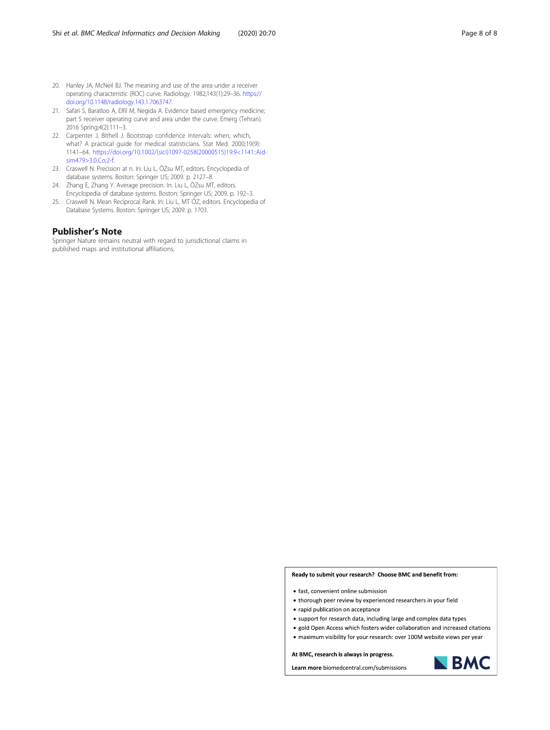20. Hanley JA, McNeil BJ. The meaning and use of the area under a receiver operating characteristic (ROC) curve. Radiology. 1982;143(1):29–36. https://doi.org/10.1148/radiology.143.1.7063747.
21. Safari S, Baratloo A, Elfil M, Negida A. Evidence based emergency medicine; part 5 receiver operating curve and area under the curve. Emerg (Tehran). 2016 Spring;4(2):111–3.
22. Carpenter J, Bithell J. Bootstrap confidence intervals: when, which, what? A practical guide for medical statisticians. Stat Med. 2000;19(9): 1141–64. https://doi.org/10.1002/(sici)1097-0258(20000515)19:9<1141::Aid-sim479>3.0.Co;2-f.
23. Craswell N. Precision at n. In: Liu L, ÖZsu MT, editors. Encyclopedia of database systems. Boston: Springer US; 2009. p. 2127–8.
24. Zhang E, Zhang Y. Average precision. In: Liu L, ÖZsu MT, editors. Encyclopedia of database systems. Boston: Springer US; 2009. p. 192–3.
25. Craswell N. Mean Reciprocal Rank. In: Liu L, MT ÖZ, editors. Encyclopedia of Database Systems. Boston: Springer US; 2009. p. 1703.

## Publisher's Note

Springer Nature remains neutral with regard to jurisdictional claims in published maps and institutional affiliations.

**Ready to submit your research? Choose BMC and benefit from:**

- fast, convenient online submission
- thorough peer review by experienced researchers in your field
- rapid publication on acceptance
- support for research data, including large and complex data types
- gold Open Access which fosters wider collaboration and increased citations
- maximum visibility for your research: over 100M website views per year

**At BMC, research is always in progress.**

**Learn more** biomedcentral.com/submissions

BMC